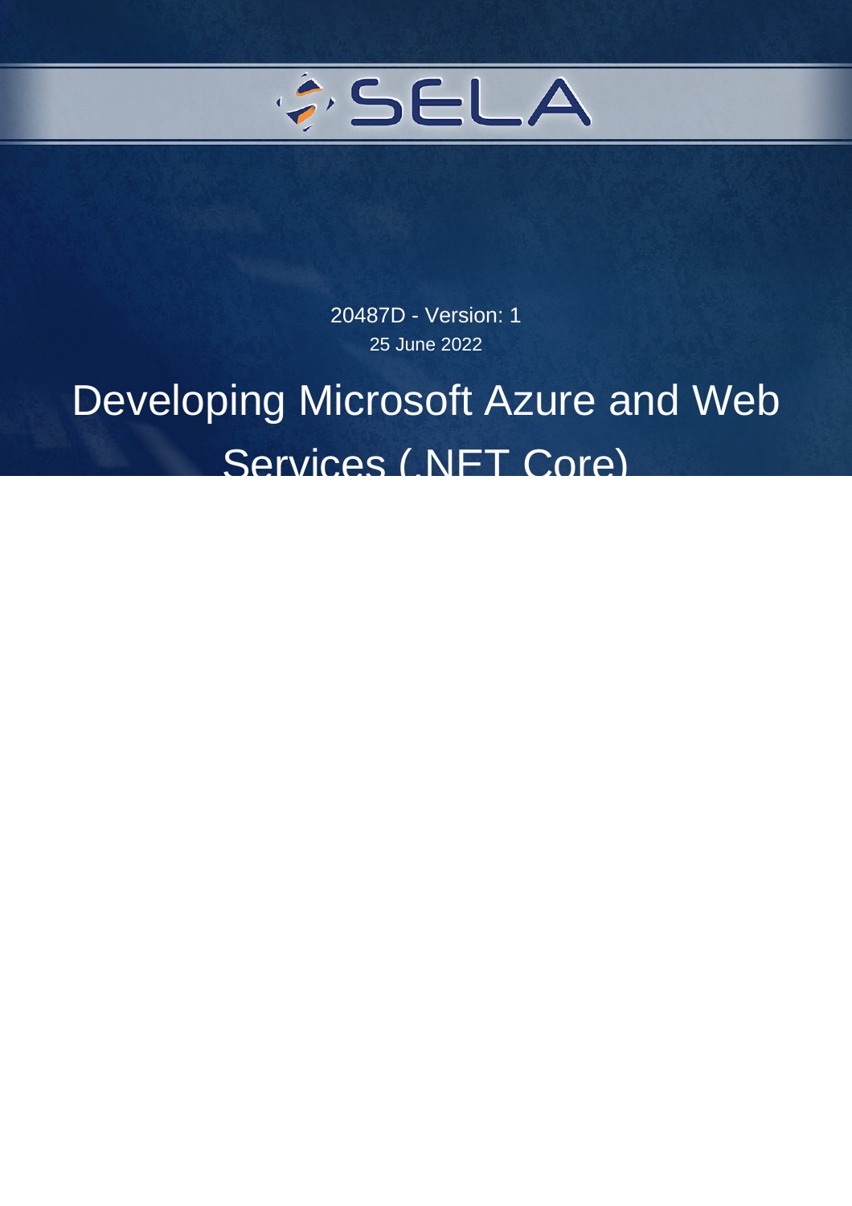SELA

20487D - Version: 1

25 June 2022

# Developing Microsoft Azure and Web Services (.NET Core)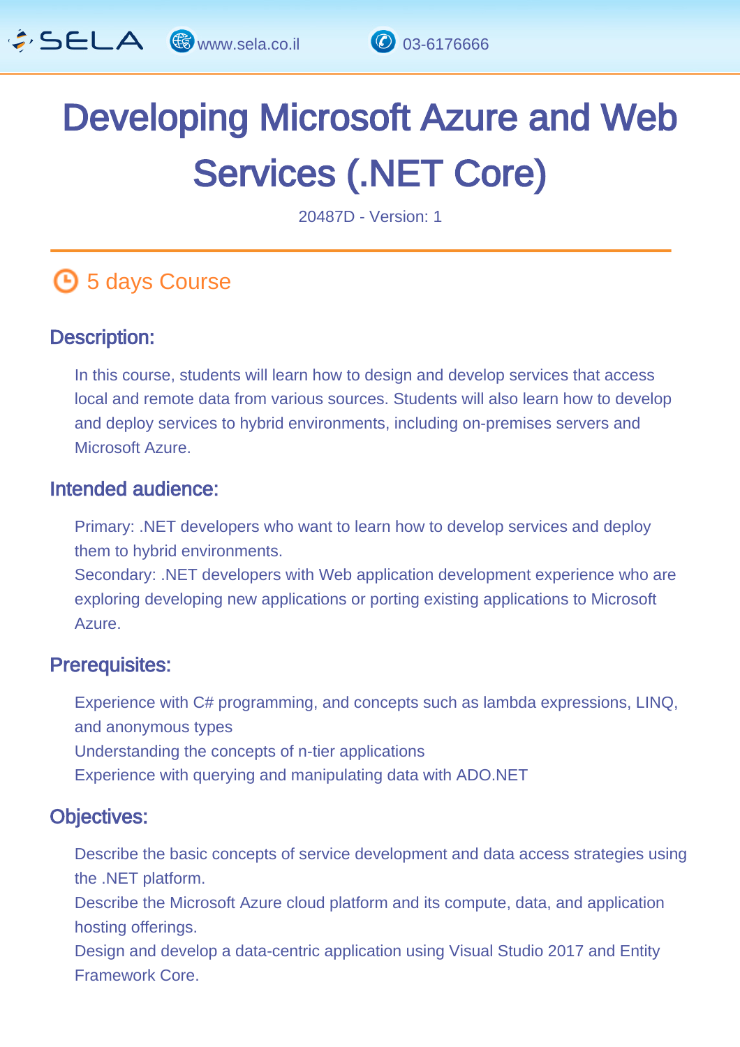# Developing Microsoft Azure and Web Services (.NET Core)

20487D - Version: 1

5 days Course

## Description:

In this course, students will learn how to design and develop services that access local and remote data from various sources. Students will also learn how to develop and deploy services to hybrid environments, including on-premises servers and Microsoft Azure.

## Intended audience:

Primary: .NET developers who want to learn how to develop services and deploy them to hybrid environments.
Secondary: .NET developers with Web application development experience who are exploring developing new applications or porting existing applications to Microsoft Azure.

## Prerequisites:

Experience with C# programming, and concepts such as lambda expressions, LINQ, and anonymous types
Understanding the concepts of n-tier applications
Experience with querying and manipulating data with ADO.NET

## Objectives:

Describe the basic concepts of service development and data access strategies using the .NET platform.
Describe the Microsoft Azure cloud platform and its compute, data, and application hosting offerings.
Design and develop a data-centric application using Visual Studio 2017 and Entity Framework Core.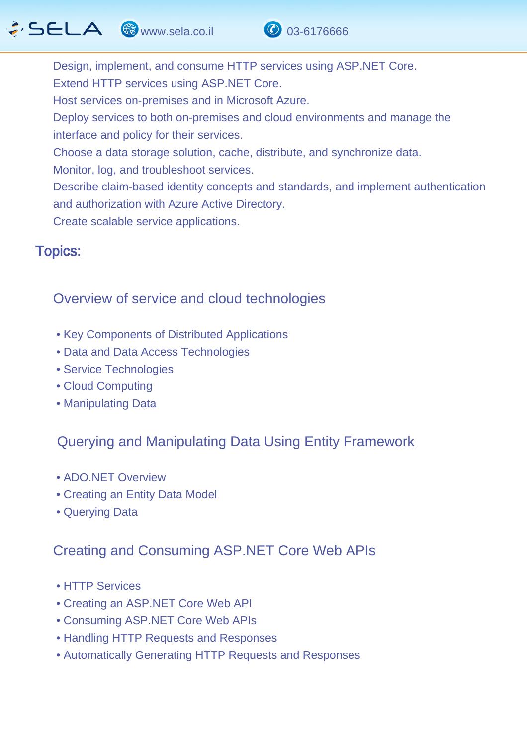Design, implement, and consume HTTP services using ASP.NET Core.
Extend HTTP services using ASP.NET Core.
Host services on-premises and in Microsoft Azure.
Deploy services to both on-premises and cloud environments and manage the interface and policy for their services.
Choose a data storage solution, cache, distribute, and synchronize data.
Monitor, log, and troubleshoot services.
Describe claim-based identity concepts and standards, and implement authentication and authorization with Azure Active Directory.
Create scalable service applications.

## Topics:

### Overview of service and cloud technologies

- Key Components of Distributed Applications
- Data and Data Access Technologies
- Service Technologies
- Cloud Computing
- Manipulating Data

### Querying and Manipulating Data Using Entity Framework

- ADO.NET Overview
- Creating an Entity Data Model
- Querying Data

### Creating and Consuming ASP.NET Core Web APIs

- HTTP Services
- Creating an ASP.NET Core Web API
- Consuming ASP.NET Core Web APIs
- Handling HTTP Requests and Responses
- Automatically Generating HTTP Requests and Responses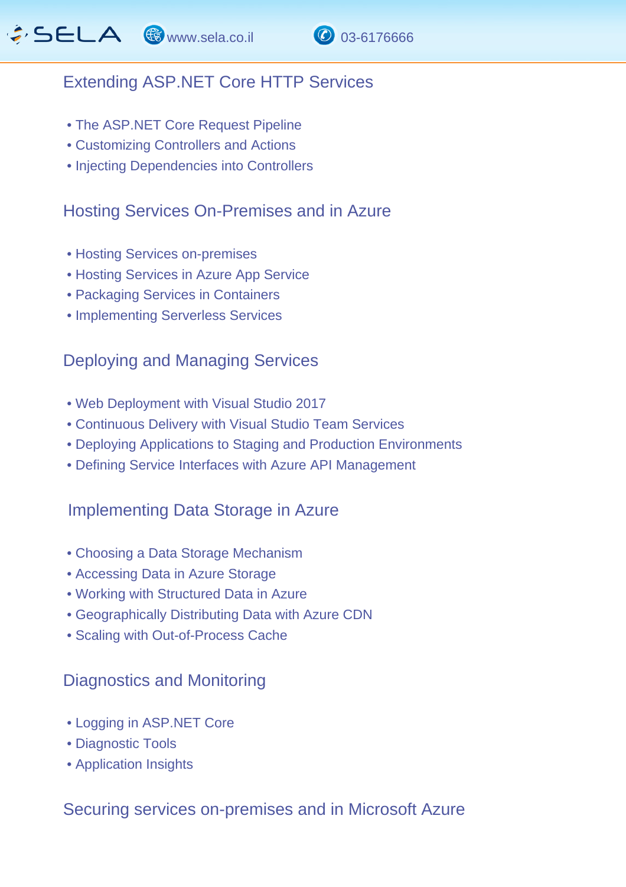## Extending ASP.NET Core HTTP Services

- The ASP.NET Core Request Pipeline
- Customizing Controllers and Actions
- Injecting Dependencies into Controllers

## Hosting Services On-Premises and in Azure

- Hosting Services on-premises
- Hosting Services in Azure App Service
- Packaging Services in Containers
- Implementing Serverless Services

## Deploying and Managing Services

- Web Deployment with Visual Studio 2017
- Continuous Delivery with Visual Studio Team Services
- Deploying Applications to Staging and Production Environments
- Defining Service Interfaces with Azure API Management

## Implementing Data Storage in Azure

- Choosing a Data Storage Mechanism
- Accessing Data in Azure Storage
- Working with Structured Data in Azure
- Geographically Distributing Data with Azure CDN
- Scaling with Out-of-Process Cache

## Diagnostics and Monitoring

- Logging in ASP.NET Core
- Diagnostic Tools
- Application Insights

## Securing services on-premises and in Microsoft Azure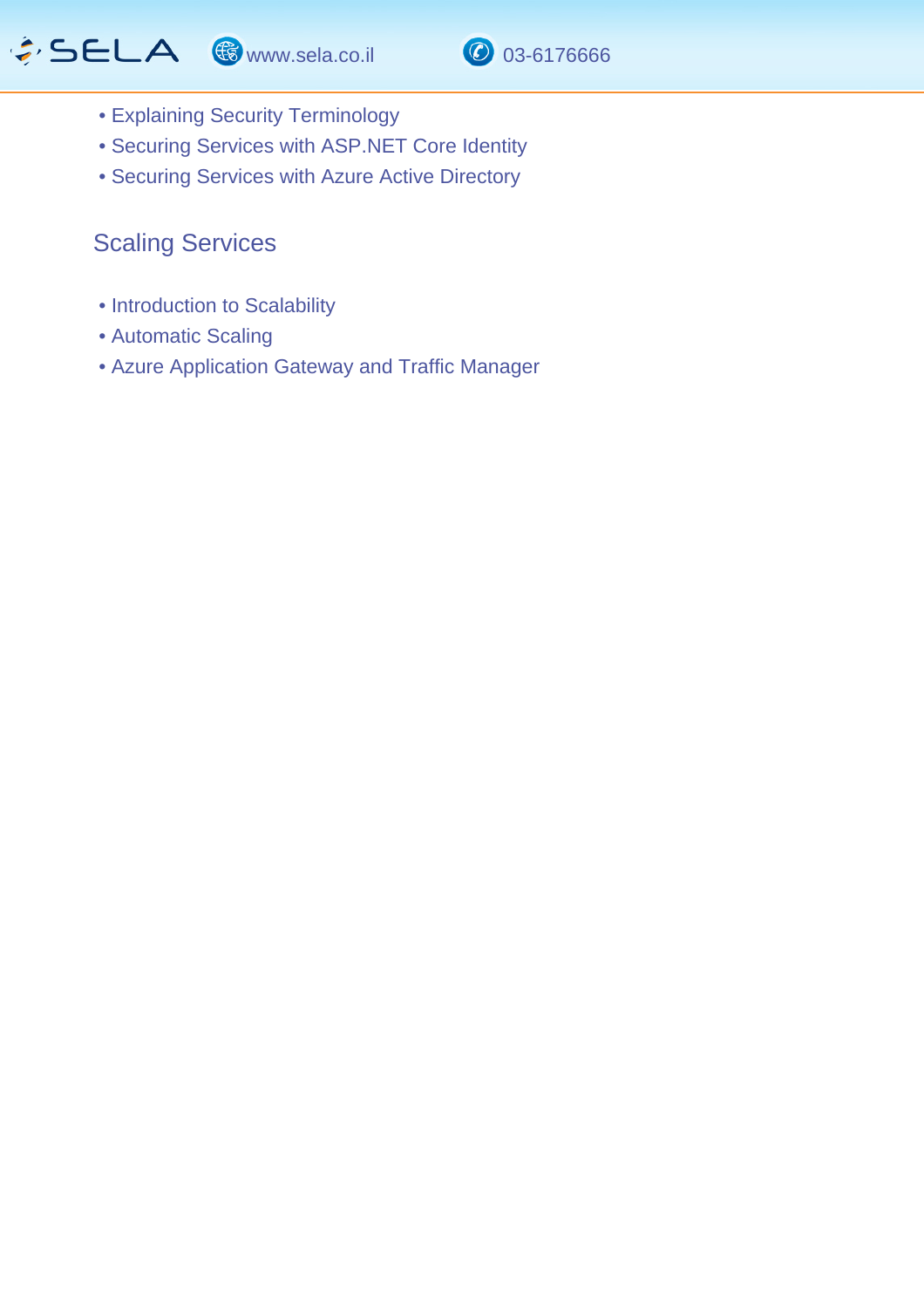- Explaining Security Terminology
- Securing Services with ASP.NET Core Identity
- Securing Services with Azure Active Directory

## Scaling Services

- Introduction to Scalability
- Automatic Scaling
- Azure Application Gateway and Traffic Manager